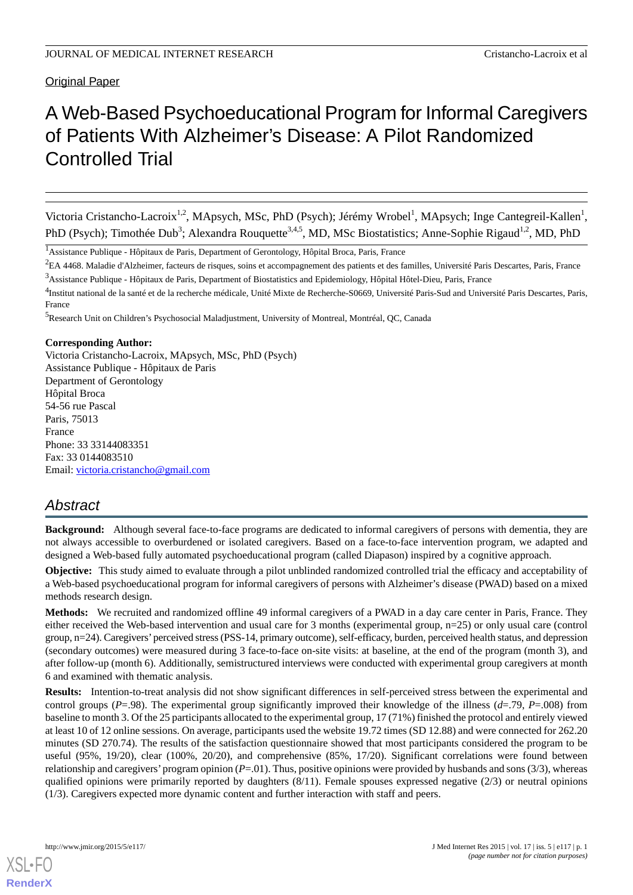Original Paper

# A Web-Based Psychoeducational Program for Informal Caregivers of Patients With Alzheimer's Disease: A Pilot Randomized Controlled Trial

Victoria Cristancho-Lacroix[1,2], MApsych, MSc, PhD (Psych); Jérémy Wrobel[1], MApsych; Inge Cantegreil-Kallen[1], PhD (Psych); Timothée Dub[3]; Alexandra Rouquette[3,4,5], MD, MSc Biostatistics; Anne-Sophie Rigaud[1,2], MD, PhD

[1]Assistance Publique - Hôpitaux de Paris, Department of Gerontology, Hôpital Broca, Paris, France

[2]EA 4468. Maladie d'Alzheimer, facteurs de risques, soins et accompagnement des patients et des familles, Université Paris Descartes, Paris, France

[3]Assistance Publique - Hôpitaux de Paris, Department of Biostatistics and Epidemiology, Hôpital Hôtel-Dieu, Paris, France

[4]Institut national de la santé et de la recherche médicale, Unité Mixte de Recherche-S0669, Université Paris-Sud and Université Paris Descartes, Paris, France

[5]Research Unit on Children's Psychosocial Maladjustment, University of Montreal, Montréal, QC, Canada

**Corresponding Author:**
Victoria Cristancho-Lacroix, MApsych, MSc, PhD (Psych)
Assistance Publique - Hôpitaux de Paris
Department of Gerontology
Hôpital Broca
54-56 rue Pascal
Paris, 75013
France
Phone: 33 33144083351
Fax: 33 0144083510
Email: victoria.cristancho@gmail.com

## Abstract

**Background:** Although several face-to-face programs are dedicated to informal caregivers of persons with dementia, they are not always accessible to overburdened or isolated caregivers. Based on a face-to-face intervention program, we adapted and designed a Web-based fully automated psychoeducational program (called Diapason) inspired by a cognitive approach.

**Objective:** This study aimed to evaluate through a pilot unblinded randomized controlled trial the efficacy and acceptability of a Web-based psychoeducational program for informal caregivers of persons with Alzheimer's disease (PWAD) based on a mixed methods research design.

**Methods:** We recruited and randomized offline 49 informal caregivers of a PWAD in a day care center in Paris, France. They either received the Web-based intervention and usual care for 3 months (experimental group, n=25) or only usual care (control group, n=24). Caregivers' perceived stress (PSS-14, primary outcome), self-efficacy, burden, perceived health status, and depression (secondary outcomes) were measured during 3 face-to-face on-site visits: at baseline, at the end of the program (month 3), and after follow-up (month 6). Additionally, semistructured interviews were conducted with experimental group caregivers at month 6 and examined with thematic analysis.

**Results:** Intention-to-treat analysis did not show significant differences in self-perceived stress between the experimental and control groups ($P$=.98). The experimental group significantly improved their knowledge of the illness ($d$=.79, $P$=.008) from baseline to month 3. Of the 25 participants allocated to the experimental group, 17 (71%) finished the protocol and entirely viewed at least 10 of 12 online sessions. On average, participants used the website 19.72 times (SD 12.88) and were connected for 262.20 minutes (SD 270.74). The results of the satisfaction questionnaire showed that most participants considered the program to be useful (95%, 19/20), clear (100%, 20/20), and comprehensive (85%, 17/20). Significant correlations were found between relationship and caregivers' program opinion ($P$=.01). Thus, positive opinions were provided by husbands and sons (3/3), whereas qualified opinions were primarily reported by daughters (8/11). Female spouses expressed negative (2/3) or neutral opinions (1/3). Caregivers expected more dynamic content and further interaction with staff and peers.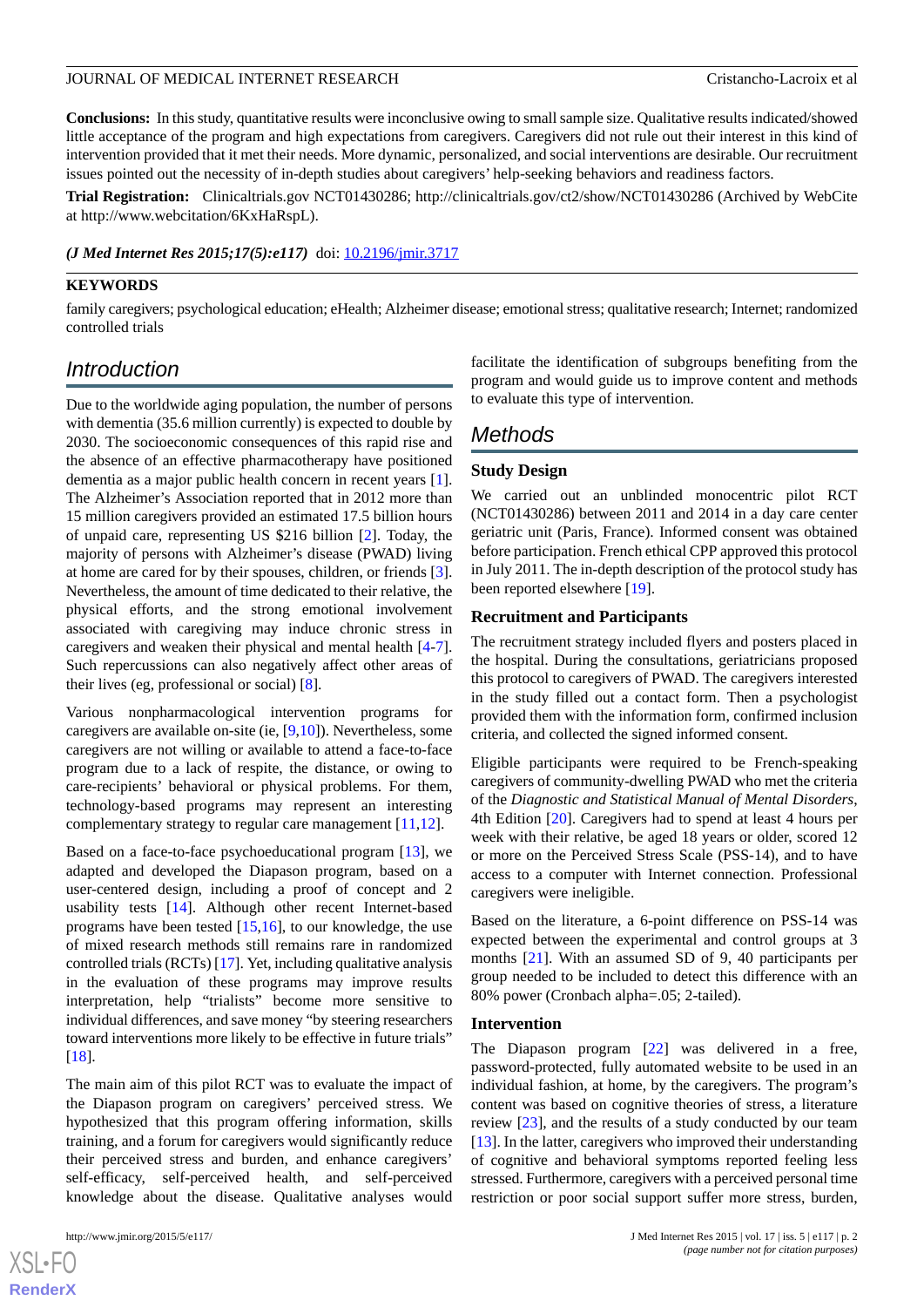**Conclusions:** In this study, quantitative results were inconclusive owing to small sample size. Qualitative results indicated/showed little acceptance of the program and high expectations from caregivers. Caregivers did not rule out their interest in this kind of intervention provided that it met their needs. More dynamic, personalized, and social interventions are desirable. Our recruitment issues pointed out the necessity of in-depth studies about caregivers' help-seeking behaviors and readiness factors.

**Trial Registration:** Clinicaltrials.gov NCT01430286; http://clinicaltrials.gov/ct2/show/NCT01430286 (Archived by WebCite at http://www.webcitation/6KxHaRspL).

***(J Med Internet Res 2015;17(5):e117)*** doi: 10.2196/jmir.3717

**KEYWORDS**

family caregivers; psychological education; eHealth; Alzheimer disease; emotional stress; qualitative research; Internet; randomized controlled trials

## Introduction

Due to the worldwide aging population, the number of persons with dementia (35.6 million currently) is expected to double by 2030. The socioeconomic consequences of this rapid rise and the absence of an effective pharmacotherapy have positioned dementia as a major public health concern in recent years [1]. The Alzheimer's Association reported that in 2012 more than 15 million caregivers provided an estimated 17.5 billion hours of unpaid care, representing US $216 billion [2]. Today, the majority of persons with Alzheimer's disease (PWAD) living at home are cared for by their spouses, children, or friends [3]. Nevertheless, the amount of time dedicated to their relative, the physical efforts, and the strong emotional involvement associated with caregiving may induce chronic stress in caregivers and weaken their physical and mental health [4-7]. Such repercussions can also negatively affect other areas of their lives (eg, professional or social) [8].

Various nonpharmacological intervention programs for caregivers are available on-site (ie, [9,10]). Nevertheless, some caregivers are not willing or available to attend a face-to-face program due to a lack of respite, the distance, or owing to care-recipients' behavioral or physical problems. For them, technology-based programs may represent an interesting complementary strategy to regular care management [11,12].

Based on a face-to-face psychoeducational program [13], we adapted and developed the Diapason program, based on a user-centered design, including a proof of concept and 2 usability tests [14]. Although other recent Internet-based programs have been tested [15,16], to our knowledge, the use of mixed research methods still remains rare in randomized controlled trials (RCTs) [17]. Yet, including qualitative analysis in the evaluation of these programs may improve results interpretation, help "trialists" become more sensitive to individual differences, and save money "by steering researchers toward interventions more likely to be effective in future trials" [18].

The main aim of this pilot RCT was to evaluate the impact of the Diapason program on caregivers' perceived stress. We hypothesized that this program offering information, skills training, and a forum for caregivers would significantly reduce their perceived stress and burden, and enhance caregivers' self-efficacy, self-perceived health, and self-perceived knowledge about the disease. Qualitative analyses would facilitate the identification of subgroups benefiting from the program and would guide us to improve content and methods to evaluate this type of intervention.

## Methods

### Study Design

We carried out an unblinded monocentric pilot RCT (NCT01430286) between 2011 and 2014 in a day care center geriatric unit (Paris, France). Informed consent was obtained before participation. French ethical CPP approved this protocol in July 2011. The in-depth description of the protocol study has been reported elsewhere [19].

### Recruitment and Participants

The recruitment strategy included flyers and posters placed in the hospital. During the consultations, geriatricians proposed this protocol to caregivers of PWAD. The caregivers interested in the study filled out a contact form. Then a psychologist provided them with the information form, confirmed inclusion criteria, and collected the signed informed consent.

Eligible participants were required to be French-speaking caregivers of community-dwelling PWAD who met the criteria of the *Diagnostic and Statistical Manual of Mental Disorders*, 4th Edition [20]. Caregivers had to spend at least 4 hours per week with their relative, be aged 18 years or older, scored 12 or more on the Perceived Stress Scale (PSS-14), and to have access to a computer with Internet connection. Professional caregivers were ineligible.

Based on the literature, a 6-point difference on PSS-14 was expected between the experimental and control groups at 3 months [21]. With an assumed SD of 9, 40 participants per group needed to be included to detect this difference with an 80% power (Cronbach alpha=.05; 2-tailed).

### Intervention

The Diapason program [22] was delivered in a free, password-protected, fully automated website to be used in an individual fashion, at home, by the caregivers. The program's content was based on cognitive theories of stress, a literature review [23], and the results of a study conducted by our team [13]. In the latter, caregivers who improved their understanding of cognitive and behavioral symptoms reported feeling less stressed. Furthermore, caregivers with a perceived personal time restriction or poor social support suffer more stress, burden,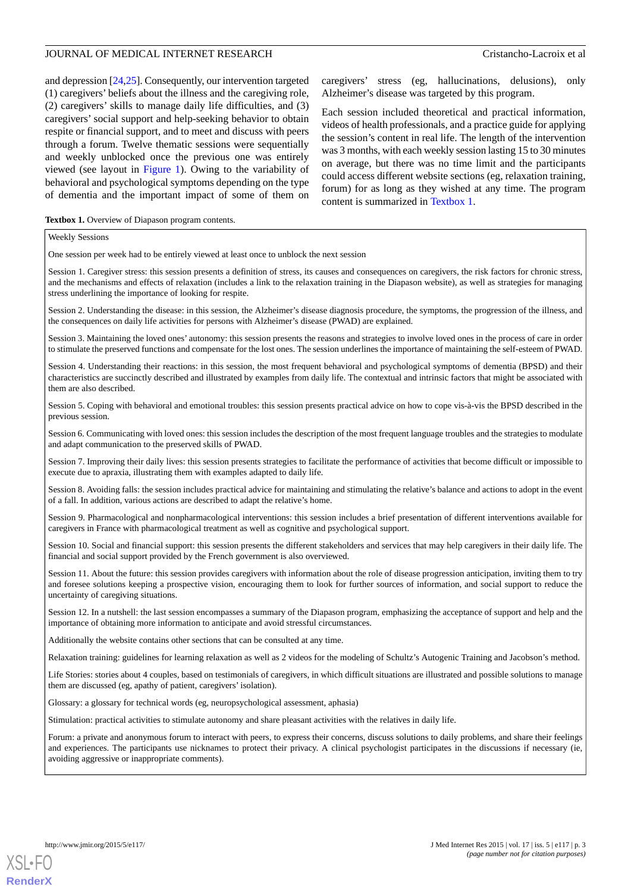and depression [24,25]. Consequently, our intervention targeted (1) caregivers' beliefs about the illness and the caregiving role, (2) caregivers' skills to manage daily life difficulties, and (3) caregivers' social support and help-seeking behavior to obtain respite or financial support, and to meet and discuss with peers through a forum. Twelve thematic sessions were sequentially and weekly unblocked once the previous one was entirely viewed (see layout in Figure 1). Owing to the variability of behavioral and psychological symptoms depending on the type of dementia and the important impact of some of them on caregivers' stress (eg, hallucinations, delusions), only Alzheimer's disease was targeted by this program.

Each session included theoretical and practical information, videos of health professionals, and a practice guide for applying the session's content in real life. The length of the intervention was 3 months, with each weekly session lasting 15 to 30 minutes on average, but there was no time limit and the participants could access different website sections (eg, relaxation training, forum) for as long as they wished at any time. The program content is summarized in Textbox 1.

**Textbox 1.** Overview of Diapason program contents.

Weekly Sessions

One session per week had to be entirely viewed at least once to unblock the next session

Session 1. Caregiver stress: this session presents a definition of stress, its causes and consequences on caregivers, the risk factors for chronic stress, and the mechanisms and effects of relaxation (includes a link to the relaxation training in the Diapason website), as well as strategies for managing stress underlining the importance of looking for respite.

Session 2. Understanding the disease: in this session, the Alzheimer's disease diagnosis procedure, the symptoms, the progression of the illness, and the consequences on daily life activities for persons with Alzheimer's disease (PWAD) are explained.

Session 3. Maintaining the loved ones' autonomy: this session presents the reasons and strategies to involve loved ones in the process of care in order to stimulate the preserved functions and compensate for the lost ones. The session underlines the importance of maintaining the self-esteem of PWAD.

Session 4. Understanding their reactions: in this session, the most frequent behavioral and psychological symptoms of dementia (BPSD) and their characteristics are succinctly described and illustrated by examples from daily life. The contextual and intrinsic factors that might be associated with them are also described.

Session 5. Coping with behavioral and emotional troubles: this session presents practical advice on how to cope vis-à-vis the BPSD described in the previous session.

Session 6. Communicating with loved ones: this session includes the description of the most frequent language troubles and the strategies to modulate and adapt communication to the preserved skills of PWAD.

Session 7. Improving their daily lives: this session presents strategies to facilitate the performance of activities that become difficult or impossible to execute due to apraxia, illustrating them with examples adapted to daily life.

Session 8. Avoiding falls: the session includes practical advice for maintaining and stimulating the relative's balance and actions to adopt in the event of a fall. In addition, various actions are described to adapt the relative's home.

Session 9. Pharmacological and nonpharmacological interventions: this session includes a brief presentation of different interventions available for caregivers in France with pharmacological treatment as well as cognitive and psychological support.

Session 10. Social and financial support: this session presents the different stakeholders and services that may help caregivers in their daily life. The financial and social support provided by the French government is also overviewed.

Session 11. About the future: this session provides caregivers with information about the role of disease progression anticipation, inviting them to try and foresee solutions keeping a prospective vision, encouraging them to look for further sources of information, and social support to reduce the uncertainty of caregiving situations.

Session 12. In a nutshell: the last session encompasses a summary of the Diapason program, emphasizing the acceptance of support and help and the importance of obtaining more information to anticipate and avoid stressful circumstances.

Additionally the website contains other sections that can be consulted at any time.

Relaxation training: guidelines for learning relaxation as well as 2 videos for the modeling of Schultz's Autogenic Training and Jacobson's method.

Life Stories: stories about 4 couples, based on testimonials of caregivers, in which difficult situations are illustrated and possible solutions to manage them are discussed (eg, apathy of patient, caregivers' isolation).

Glossary: a glossary for technical words (eg, neuropsychological assessment, aphasia)

Stimulation: practical activities to stimulate autonomy and share pleasant activities with the relatives in daily life.

Forum: a private and anonymous forum to interact with peers, to express their concerns, discuss solutions to daily problems, and share their feelings and experiences. The participants use nicknames to protect their privacy. A clinical psychologist participates in the discussions if necessary (ie, avoiding aggressive or inappropriate comments).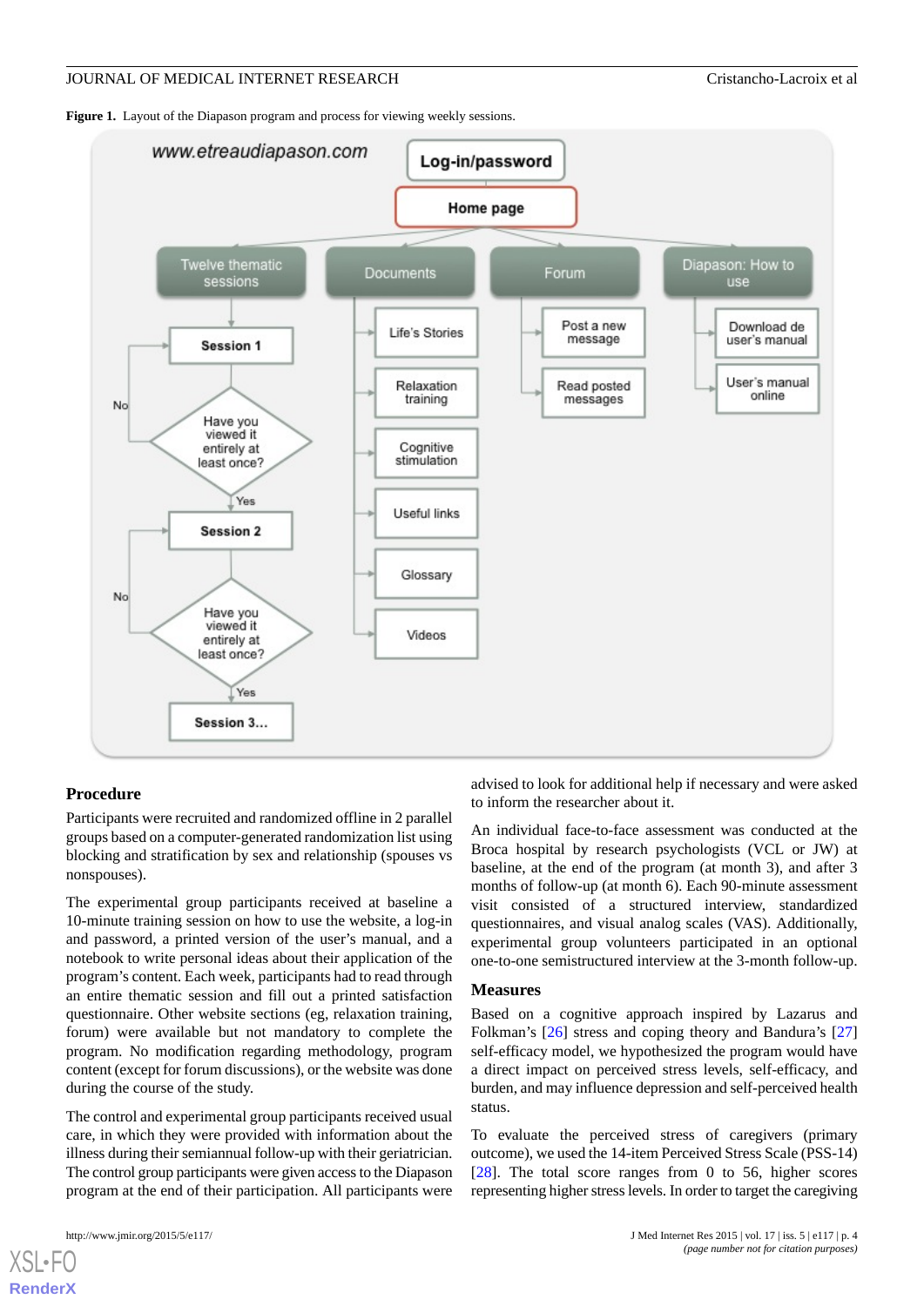**Figure 1.** Layout of the Diapason program and process for viewing weekly sessions.

## Procedure

Participants were recruited and randomized offline in 2 parallel groups based on a computer-generated randomization list using blocking and stratification by sex and relationship (spouses vs nonspouses).

The experimental group participants received at baseline a 10-minute training session on how to use the website, a log-in and password, a printed version of the user's manual, and a notebook to write personal ideas about their application of the program's content. Each week, participants had to read through an entire thematic session and fill out a printed satisfaction questionnaire. Other website sections (eg, relaxation training, forum) were available but not mandatory to complete the program. No modification regarding methodology, program content (except for forum discussions), or the website was done during the course of the study.

The control and experimental group participants received usual care, in which they were provided with information about the illness during their semiannual follow-up with their geriatrician. The control group participants were given access to the Diapason program at the end of their participation. All participants were advised to look for additional help if necessary and were asked to inform the researcher about it.

An individual face-to-face assessment was conducted at the Broca hospital by research psychologists (VCL or JW) at baseline, at the end of the program (at month 3), and after 3 months of follow-up (at month 6). Each 90-minute assessment visit consisted of a structured interview, standardized questionnaires, and visual analog scales (VAS). Additionally, experimental group volunteers participated in an optional one-to-one semistructured interview at the 3-month follow-up.

## Measures

Based on a cognitive approach inspired by Lazarus and Folkman's [26] stress and coping theory and Bandura's [27] self-efficacy model, we hypothesized the program would have a direct impact on perceived stress levels, self-efficacy, and burden, and may influence depression and self-perceived health status.

To evaluate the perceived stress of caregivers (primary outcome), we used the 14-item Perceived Stress Scale (PSS-14) [28]. The total score ranges from 0 to 56, higher scores representing higher stress levels. In order to target the caregiving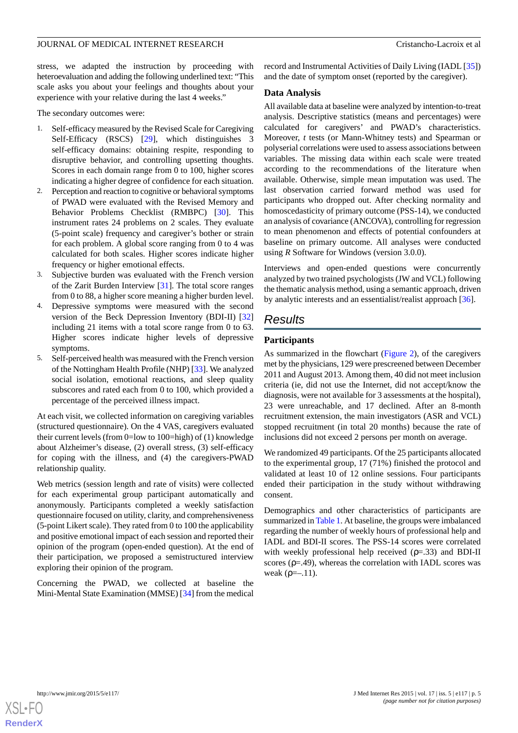stress, we adapted the instruction by proceeding with heteroevaluation and adding the following underlined text: "This scale asks you about your feelings and thoughts about your experience with your relative during the last 4 weeks."

The secondary outcomes were:

1. Self-efficacy measured by the Revised Scale for Caregiving Self-Efficacy (RSCS) [29], which distinguishes 3 self-efficacy domains: obtaining respite, responding to disruptive behavior, and controlling upsetting thoughts. Scores in each domain range from 0 to 100, higher scores indicating a higher degree of confidence for each situation.
2. Perception and reaction to cognitive or behavioral symptoms of PWAD were evaluated with the Revised Memory and Behavior Problems Checklist (RMBPC) [30]. This instrument rates 24 problems on 2 scales. They evaluate (5-point scale) frequency and caregiver's bother or strain for each problem. A global score ranging from 0 to 4 was calculated for both scales. Higher scores indicate higher frequency or higher emotional effects.
3. Subjective burden was evaluated with the French version of the Zarit Burden Interview [31]. The total score ranges from 0 to 88, a higher score meaning a higher burden level.
4. Depressive symptoms were measured with the second version of the Beck Depression Inventory (BDI-II) [32] including 21 items with a total score range from 0 to 63. Higher scores indicate higher levels of depressive symptoms.
5. Self-perceived health was measured with the French version of the Nottingham Health Profile (NHP) [33]. We analyzed social isolation, emotional reactions, and sleep quality subscores and rated each from 0 to 100, which provided a percentage of the perceived illness impact.

At each visit, we collected information on caregiving variables (structured questionnaire). On the 4 VAS, caregivers evaluated their current levels (from 0=low to 100=high) of (1) knowledge about Alzheimer's disease, (2) overall stress, (3) self-efficacy for coping with the illness, and (4) the caregivers-PWAD relationship quality.

Web metrics (session length and rate of visits) were collected for each experimental group participant automatically and anonymously. Participants completed a weekly satisfaction questionnaire focused on utility, clarity, and comprehensiveness (5-point Likert scale). They rated from 0 to 100 the applicability and positive emotional impact of each session and reported their opinion of the program (open-ended question). At the end of their participation, we proposed a semistructured interview exploring their opinion of the program.

Concerning the PWAD, we collected at baseline the Mini-Mental State Examination (MMSE) [34] from the medical record and Instrumental Activities of Daily Living (IADL [35]) and the date of symptom onset (reported by the caregiver).

### Data Analysis

All available data at baseline were analyzed by intention-to-treat analysis. Descriptive statistics (means and percentages) were calculated for caregivers' and PWAD's characteristics. Moreover, *t* tests (or Mann-Whitney tests) and Spearman or polyserial correlations were used to assess associations between variables. The missing data within each scale were treated according to the recommendations of the literature when available. Otherwise, simple mean imputation was used. The last observation carried forward method was used for participants who dropped out. After checking normality and homoscedasticity of primary outcome (PSS-14), we conducted an analysis of covariance (ANCOVA), controlling for regression to mean phenomenon and effects of potential confounders at baseline on primary outcome. All analyses were conducted using *R* Software for Windows (version 3.0.0).

Interviews and open-ended questions were concurrently analyzed by two trained psychologists (JW and VCL) following the thematic analysis method, using a semantic approach, driven by analytic interests and an essentialist/realist approach [36].

## Results

### Participants

As summarized in the flowchart (Figure 2), of the caregivers met by the physicians, 129 were prescreened between December 2011 and August 2013. Among them, 40 did not meet inclusion criteria (ie, did not use the Internet, did not accept/know the diagnosis, were not available for 3 assessments at the hospital), 23 were unreachable, and 17 declined. After an 8-month recruitment extension, the main investigators (ASR and VCL) stopped recruitment (in total 20 months) because the rate of inclusions did not exceed 2 persons per month on average.

We randomized 49 participants. Of the 25 participants allocated to the experimental group, 17 (71%) finished the protocol and validated at least 10 of 12 online sessions. Four participants ended their participation in the study without withdrawing consent.

Demographics and other characteristics of participants are summarized in Table 1. At baseline, the groups were imbalanced regarding the number of weekly hours of professional help and IADL and BDI-II scores. The PSS-14 scores were correlated with weekly professional help received ($\rho$=.33) and BDI-II scores ($\rho$=.49), whereas the correlation with IADL scores was weak ($\rho$=–.11).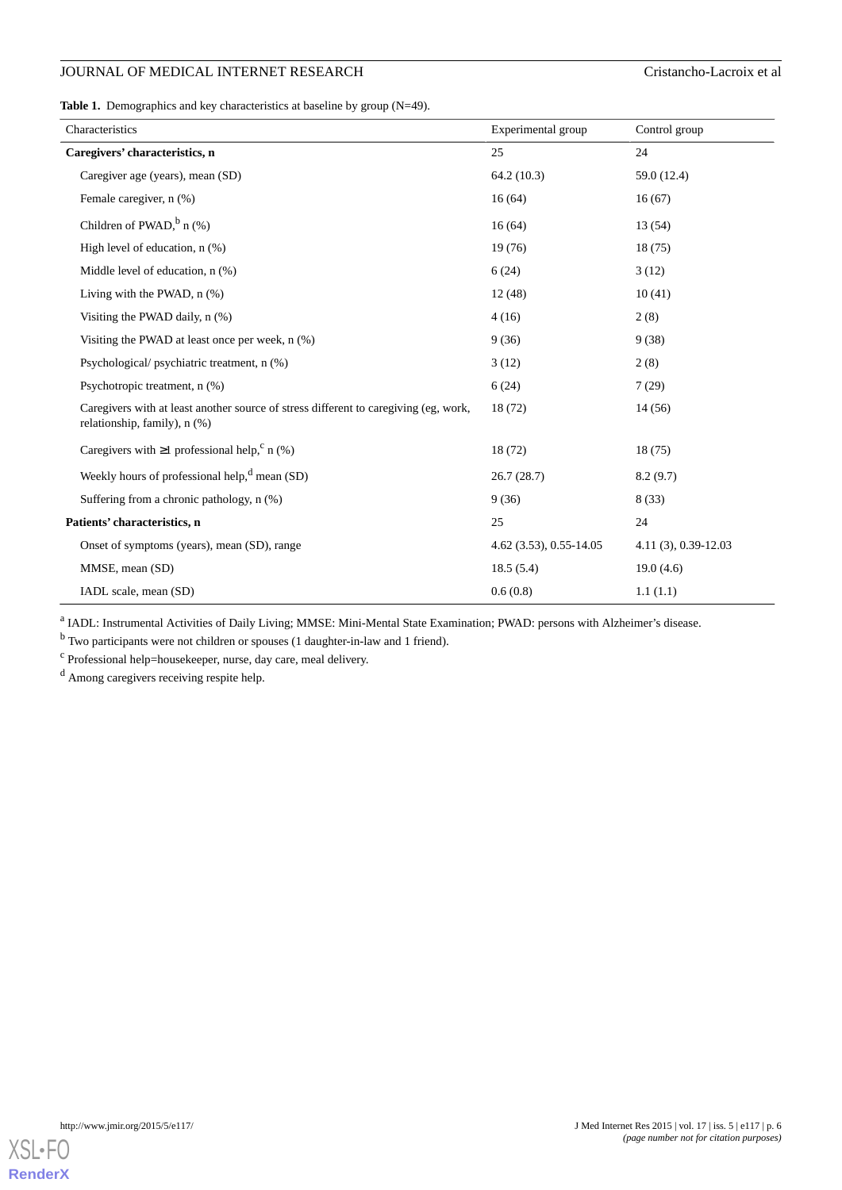**Table 1.** Demographics and key characteristics at baseline by group (N=49).

| Characteristics | Experimental group | Control group |
|---|---|---|
| **Caregivers' characteristics, n** | 25 | 24 |
| Caregiver age (years), mean (SD) | 64.2 (10.3) | 59.0 (12.4) |
| Female caregiver, n (%) | 16 (64) | 16 (67) |
| Children of PWAD,[b] n (%) | 16 (64) | 13 (54) |
| High level of education, n (%) | 19 (76) | 18 (75) |
| Middle level of education, n (%) | 6 (24) | 3 (12) |
| Living with the PWAD, n (%) | 12 (48) | 10 (41) |
| Visiting the PWAD daily, n (%) | 4 (16) | 2 (8) |
| Visiting the PWAD at least once per week, n (%) | 9 (36) | 9 (38) |
| Psychological/ psychiatric treatment, n (%) | 3 (12) | 2 (8) |
| Psychotropic treatment, n (%) | 6 (24) | 7 (29) |
| Caregivers with at least another source of stress different to caregiving (eg, work, relationship, family), n (%) | 18 (72) | 14 (56) |
| Caregivers with ≥1 professional help,[c] n (%) | 18 (72) | 18 (75) |
| Weekly hours of professional help,[d] mean (SD) | 26.7 (28.7) | 8.2 (9.7) |
| Suffering from a chronic pathology, n (%) | 9 (36) | 8 (33) |
| **Patients' characteristics, n** | 25 | 24 |
| Onset of symptoms (years), mean (SD), range | 4.62 (3.53), 0.55-14.05 | 4.11 (3), 0.39-12.03 |
| MMSE, mean (SD) | 18.5 (5.4) | 19.0 (4.6) |
| IADL scale, mean (SD) | 0.6 (0.8) | 1.1 (1.1) |

[a] IADL: Instrumental Activities of Daily Living; MMSE: Mini-Mental State Examination; PWAD: persons with Alzheimer's disease.

[b] Two participants were not children or spouses (1 daughter-in-law and 1 friend).

[c] Professional help=housekeeper, nurse, day care, meal delivery.

[d] Among caregivers receiving respite help.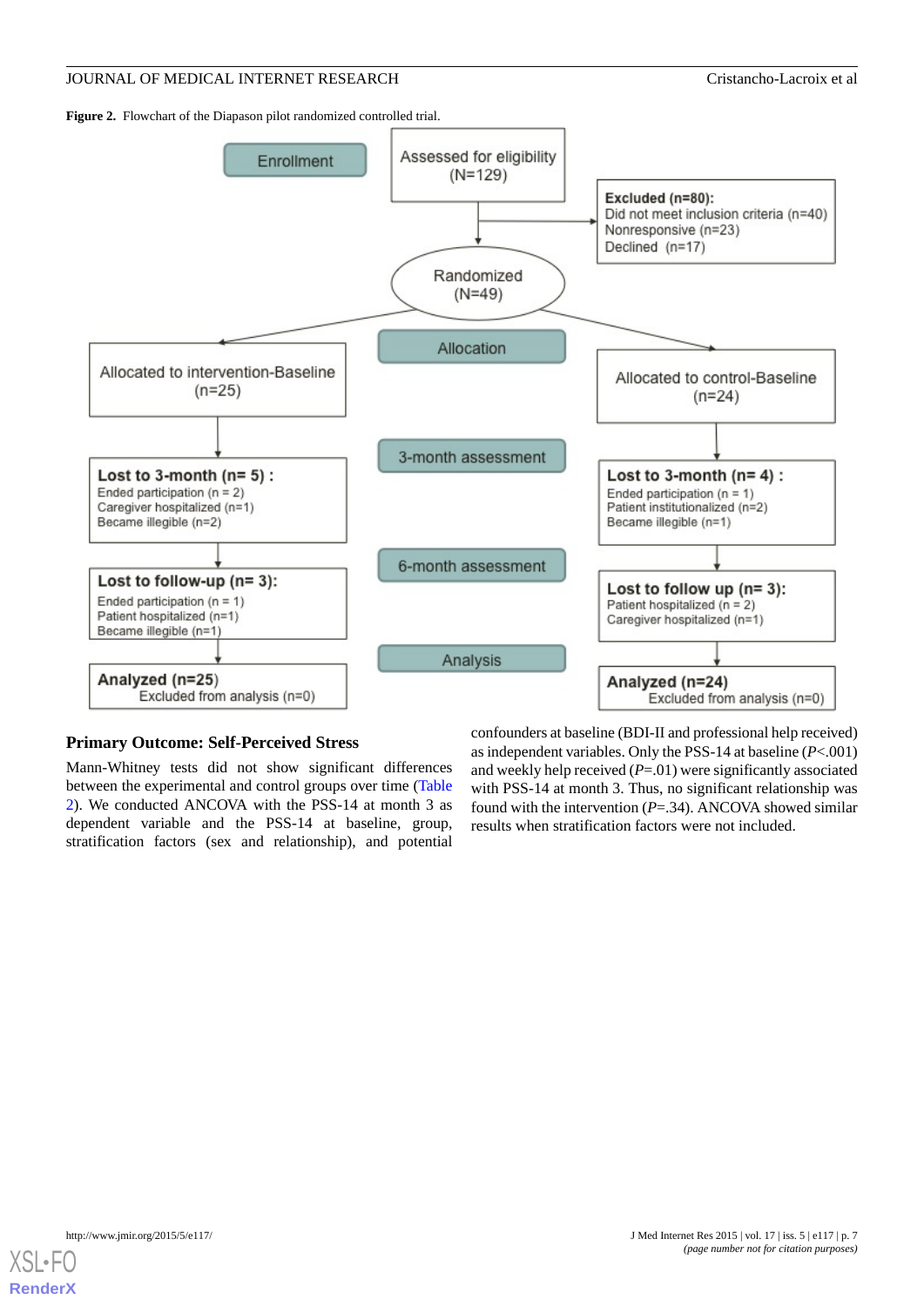**Figure 2.** Flowchart of the Diapason pilot randomized controlled trial.

Enrollment

Assessed for eligibility (N=129)

**Excluded (n=80):**
Did not meet inclusion criteria (n=40)
Nonresponsive (n=23)
Declined (n=17)

Randomized (N=49)

Allocation

Allocated to intervention-Baseline (n=25)

Allocated to control-Baseline (n=24)

3-month assessment

**Lost to 3-month (n= 5) :**
Ended participation (n = 2)
Caregiver hospitalized (n=1)
Became illegible (n=2)

**Lost to 3-month (n= 4) :**
Ended participation (n = 1)
Patient institutionalized (n=2)
Became illegible (n=1)

6-month assessment

**Lost to follow-up (n= 3):**
Ended participation (n = 1)
Patient hospitalized (n=1)
Became illegible (n=1)

**Lost to follow up (n= 3):**
Patient hospitalized (n = 2)
Caregiver hospitalized (n=1)

Analysis

**Analyzed (n=25)**
Excluded from analysis (n=0)

**Analyzed (n=24)**
Excluded from analysis (n=0)

### Primary Outcome: Self-Perceived Stress

Mann-Whitney tests did not show significant differences between the experimental and control groups over time (Table 2). We conducted ANCOVA with the PSS-14 at month 3 as dependent variable and the PSS-14 at baseline, group, stratification factors (sex and relationship), and potential confounders at baseline (BDI-II and professional help received) as independent variables. Only the PSS-14 at baseline ($P<.001$) and weekly help received ($P=.01$) were significantly associated with PSS-14 at month 3. Thus, no significant relationship was found with the intervention ($P=.34$). ANCOVA showed similar results when stratification factors were not included.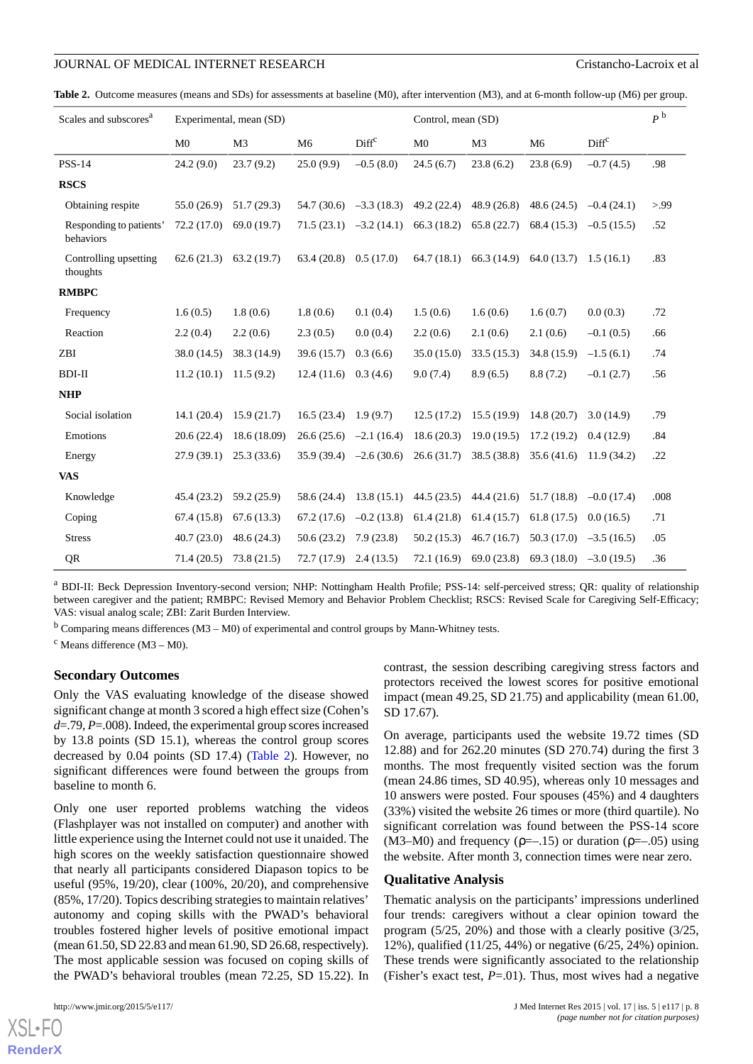**Table 2.** Outcome measures (means and SDs) for assessments at baseline (M0), after intervention (M3), and at 6-month follow-up (M6) per group.

| Scales and subscores[a] | Experimental, mean (SD) | | | | Control, mean (SD) | | | | P [b] |
|---|---|---|---|---|---|---|---|---|---|
| | M0 | M3 | M6 | Diff[c] | M0 | M3 | M6 | Diff[c] | |
| PSS-14 | 24.2 (9.0) | 23.7 (9.2) | 25.0 (9.9) | –0.5 (8.0) | 24.5 (6.7) | 23.8 (6.2) | 23.8 (6.9) | –0.7 (4.5) | .98 |
| **RSCS** | | | | | | | | | |
| Obtaining respite | 55.0 (26.9) | 51.7 (29.3) | 54.7 (30.6) | –3.3 (18.3) | 49.2 (22.4) | 48.9 (26.8) | 48.6 (24.5) | –0.4 (24.1) | >.99 |
| Responding to patients' behaviors | 72.2 (17.0) | 69.0 (19.7) | 71.5 (23.1) | –3.2 (14.1) | 66.3 (18.2) | 65.8 (22.7) | 68.4 (15.3) | –0.5 (15.5) | .52 |
| Controlling upsetting thoughts | 62.6 (21.3) | 63.2 (19.7) | 63.4 (20.8) | 0.5 (17.0) | 64.7 (18.1) | 66.3 (14.9) | 64.0 (13.7) | 1.5 (16.1) | .83 |
| **RMBPC** | | | | | | | | | |
| Frequency | 1.6 (0.5) | 1.8 (0.6) | 1.8 (0.6) | 0.1 (0.4) | 1.5 (0.6) | 1.6 (0.6) | 1.6 (0.7) | 0.0 (0.3) | .72 |
| Reaction | 2.2 (0.4) | 2.2 (0.6) | 2.3 (0.5) | 0.0 (0.4) | 2.2 (0.6) | 2.1 (0.6) | 2.1 (0.6) | –0.1 (0.5) | .66 |
| ZBI | 38.0 (14.5) | 38.3 (14.9) | 39.6 (15.7) | 0.3 (6.6) | 35.0 (15.0) | 33.5 (15.3) | 34.8 (15.9) | –1.5 (6.1) | .74 |
| BDI-II | 11.2 (10.1) | 11.5 (9.2) | 12.4 (11.6) | 0.3 (4.6) | 9.0 (7.4) | 8.9 (6.5) | 8.8 (7.2) | –0.1 (2.7) | .56 |
| **NHP** | | | | | | | | | |
| Social isolation | 14.1 (20.4) | 15.9 (21.7) | 16.5 (23.4) | 1.9 (9.7) | 12.5 (17.2) | 15.5 (19.9) | 14.8 (20.7) | 3.0 (14.9) | .79 |
| Emotions | 20.6 (22.4) | 18.6 (18.09) | 26.6 (25.6) | –2.1 (16.4) | 18.6 (20.3) | 19.0 (19.5) | 17.2 (19.2) | 0.4 (12.9) | .84 |
| Energy | 27.9 (39.1) | 25.3 (33.6) | 35.9 (39.4) | –2.6 (30.6) | 26.6 (31.7) | 38.5 (38.8) | 35.6 (41.6) | 11.9 (34.2) | .22 |
| **VAS** | | | | | | | | | |
| Knowledge | 45.4 (23.2) | 59.2 (25.9) | 58.6 (24.4) | 13.8 (15.1) | 44.5 (23.5) | 44.4 (21.6) | 51.7 (18.8) | –0.0 (17.4) | .008 |
| Coping | 67.4 (15.8) | 67.6 (13.3) | 67.2 (17.6) | –0.2 (13.8) | 61.4 (21.8) | 61.4 (15.7) | 61.8 (17.5) | 0.0 (16.5) | .71 |
| Stress | 40.7 (23.0) | 48.6 (24.3) | 50.6 (23.2) | 7.9 (23.8) | 50.2 (15.3) | 46.7 (16.7) | 50.3 (17.0) | –3.5 (16.5) | .05 |
| QR | 71.4 (20.5) | 73.8 (21.5) | 72.7 (17.9) | 2.4 (13.5) | 72.1 (16.9) | 69.0 (23.8) | 69.3 (18.0) | –3.0 (19.5) | .36 |

[a] BDI-II: Beck Depression Inventory-second version; NHP: Nottingham Health Profile; PSS-14: self-perceived stress; QR: quality of relationship between caregiver and the patient; RMBPC: Revised Memory and Behavior Problem Checklist; RSCS: Revised Scale for Caregiving Self-Efficacy; VAS: visual analog scale; ZBI: Zarit Burden Interview.

[b] Comparing means differences (M3 – M0) of experimental and control groups by Mann-Whitney tests.

[c] Means difference (M3 – M0).

## Secondary Outcomes

Only the VAS evaluating knowledge of the disease showed significant change at month 3 scored a high effect size (Cohen's *d*=.79, *P*=.008). Indeed, the experimental group scores increased by 13.8 points (SD 15.1), whereas the control group scores decreased by 0.04 points (SD 17.4) (Table 2). However, no significant differences were found between the groups from baseline to month 6.

Only one user reported problems watching the videos (Flashplayer was not installed on computer) and another with little experience using the Internet could not use it unaided. The high scores on the weekly satisfaction questionnaire showed that nearly all participants considered Diapason topics to be useful (95%, 19/20), clear (100%, 20/20), and comprehensive (85%, 17/20). Topics describing strategies to maintain relatives' autonomy and coping skills with the PWAD's behavioral troubles fostered higher levels of positive emotional impact (mean 61.50, SD 22.83 and mean 61.90, SD 26.68, respectively). The most applicable session was focused on coping skills of the PWAD's behavioral troubles (mean 72.25, SD 15.22). In contrast, the session describing caregiving stress factors and protectors received the lowest scores for positive emotional impact (mean 49.25, SD 21.75) and applicability (mean 61.00, SD 17.67).

On average, participants used the website 19.72 times (SD 12.88) and for 262.20 minutes (SD 270.74) during the first 3 months. The most frequently visited section was the forum (mean 24.86 times, SD 40.95), whereas only 10 messages and 10 answers were posted. Four spouses (45%) and 4 daughters (33%) visited the website 26 times or more (third quartile). No significant correlation was found between the PSS-14 score (M3–M0) and frequency (ρ=–.15) or duration (ρ=–.05) using the website. After month 3, connection times were near zero.

## Qualitative Analysis

Thematic analysis on the participants' impressions underlined four trends: caregivers without a clear opinion toward the program (5/25, 20%) and those with a clearly positive (3/25, 12%), qualified (11/25, 44%) or negative (6/25, 24%) opinion. These trends were significantly associated to the relationship (Fisher's exact test, *P*=.01). Thus, most wives had a negative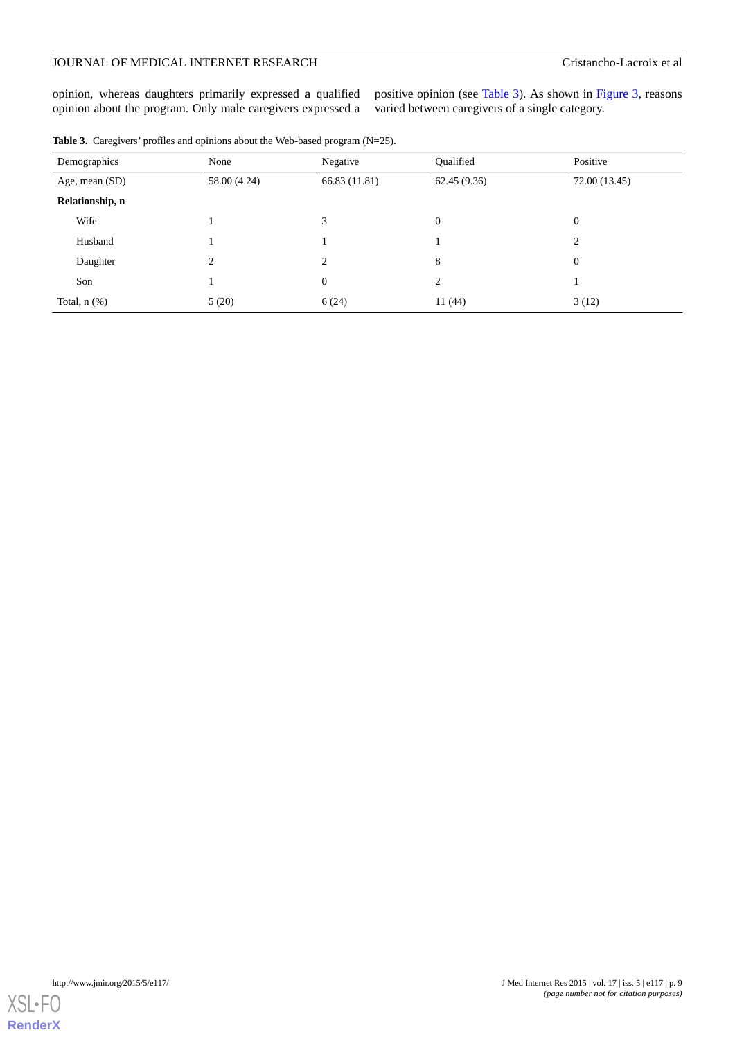opinion, whereas daughters primarily expressed a qualified opinion about the program. Only male caregivers expressed a positive opinion (see Table 3). As shown in Figure 3, reasons varied between caregivers of a single category.

**Table 3.** Caregivers' profiles and opinions about the Web-based program (N=25).

| Demographics | None | Negative | Qualified | Positive |
|---|---|---|---|---|
| Age, mean (SD) | 58.00 (4.24) | 66.83 (11.81) | 62.45 (9.36) | 72.00 (13.45) |
| **Relationship, n** | | | | |
| Wife | 1 | 3 | 0 | 0 |
| Husband | 1 | 1 | 1 | 2 |
| Daughter | 2 | 2 | 8 | 0 |
| Son | 1 | 0 | 2 | 1 |
| Total, n (%) | 5 (20) | 6 (24) | 11 (44) | 3 (12) |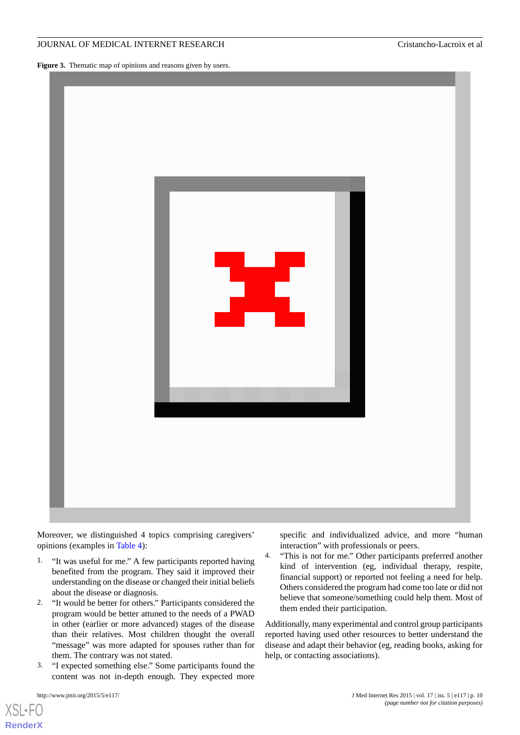**Figure 3.** Thematic map of opinions and reasons given by users.

Moreover, we distinguished 4 topics comprising caregivers' opinions (examples in Table 4):

1. "It was useful for me." A few participants reported having benefited from the program. They said it improved their understanding on the disease or changed their initial beliefs about the disease or diagnosis.
2. "It would be better for others." Participants considered the program would be better attuned to the needs of a PWAD in other (earlier or more advanced) stages of the disease than their relatives. Most children thought the overall "message" was more adapted for spouses rather than for them. The contrary was not stated.
3. "I expected something else." Some participants found the content was not in-depth enough. They expected more specific and individualized advice, and more "human interaction" with professionals or peers.
4. "This is not for me." Other participants preferred another kind of intervention (eg, individual therapy, respite, financial support) or reported not feeling a need for help. Others considered the program had come too late or did not believe that someone/something could help them. Most of them ended their participation.

Additionally, many experimental and control group participants reported having used other resources to better understand the disease and adapt their behavior (eg, reading books, asking for help, or contacting associations).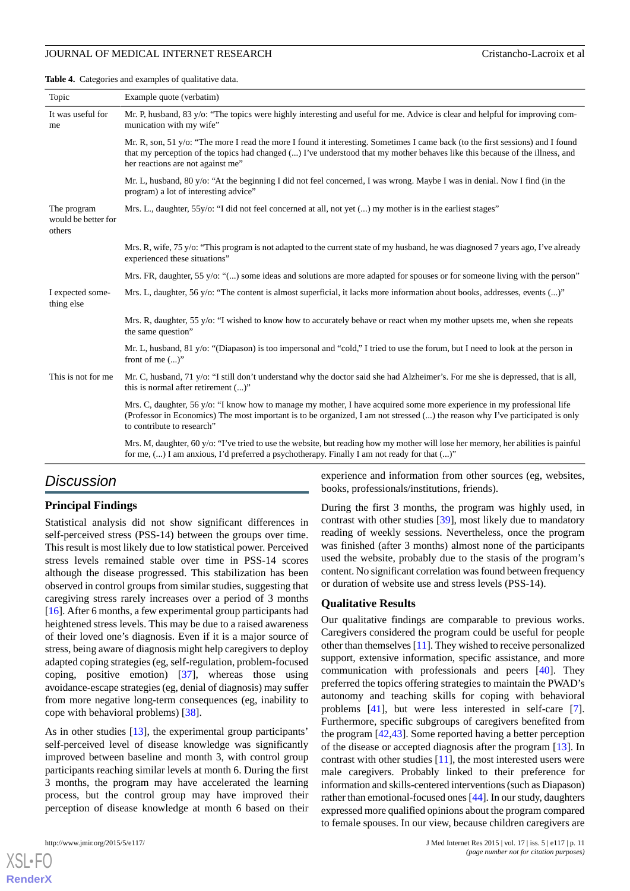**Table 4.** Categories and examples of qualitative data.

| Topic | Example quote (verbatim) |
| --- | --- |
| It was useful for me | Mr. P, husband, 83 y/o: "The topics were highly interesting and useful for me. Advice is clear and helpful for improving communication with my wife" |
| | Mr. R, son, 51 y/o: "The more I read the more I found it interesting. Sometimes I came back (to the first sessions) and I found that my perception of the topics had changed (...) I've understood that my mother behaves like this because of the illness, and her reactions are not against me" |
| | Mr. L, husband, 80 y/o: "At the beginning I did not feel concerned, I was wrong. Maybe I was in denial. Now I find (in the program) a lot of interesting advice" |
| The program would be better for others | Mrs. L., daughter, 55y/o: "I did not feel concerned at all, not yet (...) my mother is in the earliest stages" |
| | Mrs. R, wife, 75 y/o: "This program is not adapted to the current state of my husband, he was diagnosed 7 years ago, I've already experienced these situations" |
| | Mrs. FR, daughter, 55 y/o: "(...) some ideas and solutions are more adapted for spouses or for someone living with the person" |
| I expected something else | Mrs. L, daughter, 56 y/o: "The content is almost superficial, it lacks more information about books, addresses, events (...)" |
| | Mrs. R, daughter, 55 y/o: "I wished to know how to accurately behave or react when my mother upsets me, when she repeats the same question" |
| | Mr. L, husband, 81 y/o: "(Diapason) is too impersonal and "cold," I tried to use the forum, but I need to look at the person in front of me (...)" |
| This is not for me | Mr. C, husband, 71 y/o: "I still don't understand why the doctor said she had Alzheimer's. For me she is depressed, that is all, this is normal after retirement (...)" |
| | Mrs. C, daughter, 56 y/o: "I know how to manage my mother, I have acquired some more experience in my professional life (Professor in Economics) The most important is to be organized, I am not stressed (...) the reason why I've participated is only to contribute to research" |
| | Mrs. M, daughter, 60 y/o: "I've tried to use the website, but reading how my mother will lose her memory, her abilities is painful for me, (...) I am anxious, I'd preferred a psychotherapy. Finally I am not ready for that (...)" |

## Discussion

### Principal Findings

Statistical analysis did not show significant differences in self-perceived stress (PSS-14) between the groups over time. This result is most likely due to low statistical power. Perceived stress levels remained stable over time in PSS-14 scores although the disease progressed. This stabilization has been observed in control groups from similar studies, suggesting that caregiving stress rarely increases over a period of 3 months [16]. After 6 months, a few experimental group participants had heightened stress levels. This may be due to a raised awareness of their loved one's diagnosis. Even if it is a major source of stress, being aware of diagnosis might help caregivers to deploy adapted coping strategies (eg, self-regulation, problem-focused coping, positive emotion) [37], whereas those using avoidance-escape strategies (eg, denial of diagnosis) may suffer from more negative long-term consequences (eg, inability to cope with behavioral problems) [38].

As in other studies [13], the experimental group participants' self-perceived level of disease knowledge was significantly improved between baseline and month 3, with control group participants reaching similar levels at month 6. During the first 3 months, the program may have accelerated the learning process, but the control group may have improved their perception of disease knowledge at month 6 based on their experience and information from other sources (eg, websites, books, professionals/institutions, friends).

During the first 3 months, the program was highly used, in contrast with other studies [39], most likely due to mandatory reading of weekly sessions. Nevertheless, once the program was finished (after 3 months) almost none of the participants used the website, probably due to the stasis of the program's content. No significant correlation was found between frequency or duration of website use and stress levels (PSS-14).

### Qualitative Results

Our qualitative findings are comparable to previous works. Caregivers considered the program could be useful for people other than themselves [11]. They wished to receive personalized support, extensive information, specific assistance, and more communication with professionals and peers [40]. They preferred the topics offering strategies to maintain the PWAD's autonomy and teaching skills for coping with behavioral problems [41], but were less interested in self-care [7]. Furthermore, specific subgroups of caregivers benefited from the program [42,43]. Some reported having a better perception of the disease or accepted diagnosis after the program [13]. In contrast with other studies [11], the most interested users were male caregivers. Probably linked to their preference for information and skills-centered interventions (such as Diapason) rather than emotional-focused ones [44]. In our study, daughters expressed more qualified opinions about the program compared to female spouses. In our view, because children caregivers are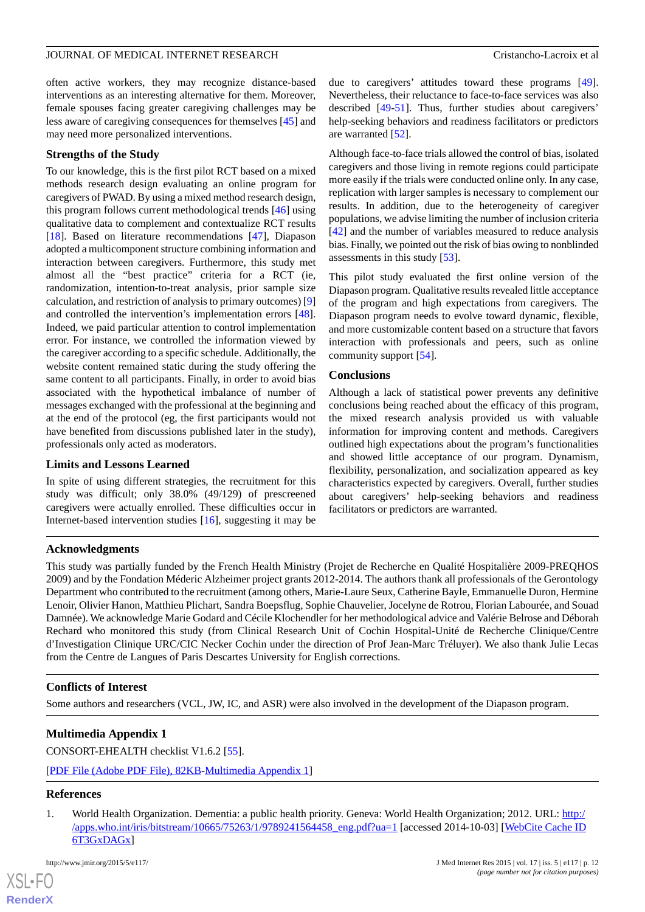often active workers, they may recognize distance-based interventions as an interesting alternative for them. Moreover, female spouses facing greater caregiving challenges may be less aware of caregiving consequences for themselves [45] and may need more personalized interventions.

### Strengths of the Study

To our knowledge, this is the first pilot RCT based on a mixed methods research design evaluating an online program for caregivers of PWAD. By using a mixed method research design, this program follows current methodological trends [46] using qualitative data to complement and contextualize RCT results [18]. Based on literature recommendations [47], Diapason adopted a multicomponent structure combining information and interaction between caregivers. Furthermore, this study met almost all the "best practice" criteria for a RCT (ie, randomization, intention-to-treat analysis, prior sample size calculation, and restriction of analysis to primary outcomes) [9] and controlled the intervention's implementation errors [48]. Indeed, we paid particular attention to control implementation error. For instance, we controlled the information viewed by the caregiver according to a specific schedule. Additionally, the website content remained static during the study offering the same content to all participants. Finally, in order to avoid bias associated with the hypothetical imbalance of number of messages exchanged with the professional at the beginning and at the end of the protocol (eg, the first participants would not have benefited from discussions published later in the study), professionals only acted as moderators.

### Limits and Lessons Learned

In spite of using different strategies, the recruitment for this study was difficult; only 38.0% (49/129) of prescreened caregivers were actually enrolled. These difficulties occur in Internet-based intervention studies [16], suggesting it may be due to caregivers' attitudes toward these programs [49]. Nevertheless, their reluctance to face-to-face services was also described [49-51]. Thus, further studies about caregivers' help-seeking behaviors and readiness facilitators or predictors are warranted [52].

Although face-to-face trials allowed the control of bias, isolated caregivers and those living in remote regions could participate more easily if the trials were conducted online only. In any case, replication with larger samples is necessary to complement our results. In addition, due to the heterogeneity of caregiver populations, we advise limiting the number of inclusion criteria [42] and the number of variables measured to reduce analysis bias. Finally, we pointed out the risk of bias owing to nonblinded assessments in this study [53].

This pilot study evaluated the first online version of the Diapason program. Qualitative results revealed little acceptance of the program and high expectations from caregivers. The Diapason program needs to evolve toward dynamic, flexible, and more customizable content based on a structure that favors interaction with professionals and peers, such as online community support [54].

### Conclusions

Although a lack of statistical power prevents any definitive conclusions being reached about the efficacy of this program, the mixed research analysis provided us with valuable information for improving content and methods. Caregivers outlined high expectations about the program's functionalities and showed little acceptance of our program. Dynamism, flexibility, personalization, and socialization appeared as key characteristics expected by caregivers. Overall, further studies about caregivers' help-seeking behaviors and readiness facilitators or predictors are warranted.

## Acknowledgments

This study was partially funded by the French Health Ministry (Projet de Recherche en Qualité Hospitalière 2009-PREQHOS 2009) and by the Fondation Méderic Alzheimer project grants 2012-2014. The authors thank all professionals of the Gerontology Department who contributed to the recruitment (among others, Marie-Laure Seux, Catherine Bayle, Emmanuelle Duron, Hermine Lenoir, Olivier Hanon, Matthieu Plichart, Sandra Boepsflug, Sophie Chauvelier, Jocelyne de Rotrou, Florian Labourée, and Souad Damnée). We acknowledge Marie Godard and Cécile Klochendler for her methodological advice and Valérie Belrose and Déborah Rechard who monitored this study (from Clinical Research Unit of Cochin Hospital-Unité de Recherche Clinique/Centre d'Investigation Clinique URC/CIC Necker Cochin under the direction of Prof Jean-Marc Tréluyer). We also thank Julie Lecas from the Centre de Langues of Paris Descartes University for English corrections.

## Conflicts of Interest

Some authors and researchers (VCL, JW, IC, and ASR) were also involved in the development of the Diapason program.

## Multimedia Appendix 1

CONSORT-EHEALTH checklist V1.6.2 [55].

[PDF File (Adobe PDF File), 82KB-Multimedia Appendix 1]

## References

1. World Health Organization. Dementia: a public health priority. Geneva: World Health Organization; 2012. URL: http://apps.who.int/iris/bitstream/10665/75263/1/9789241564458_eng.pdf?ua=1 [accessed 2014-10-03] [WebCite Cache ID 6T3GxDAGx]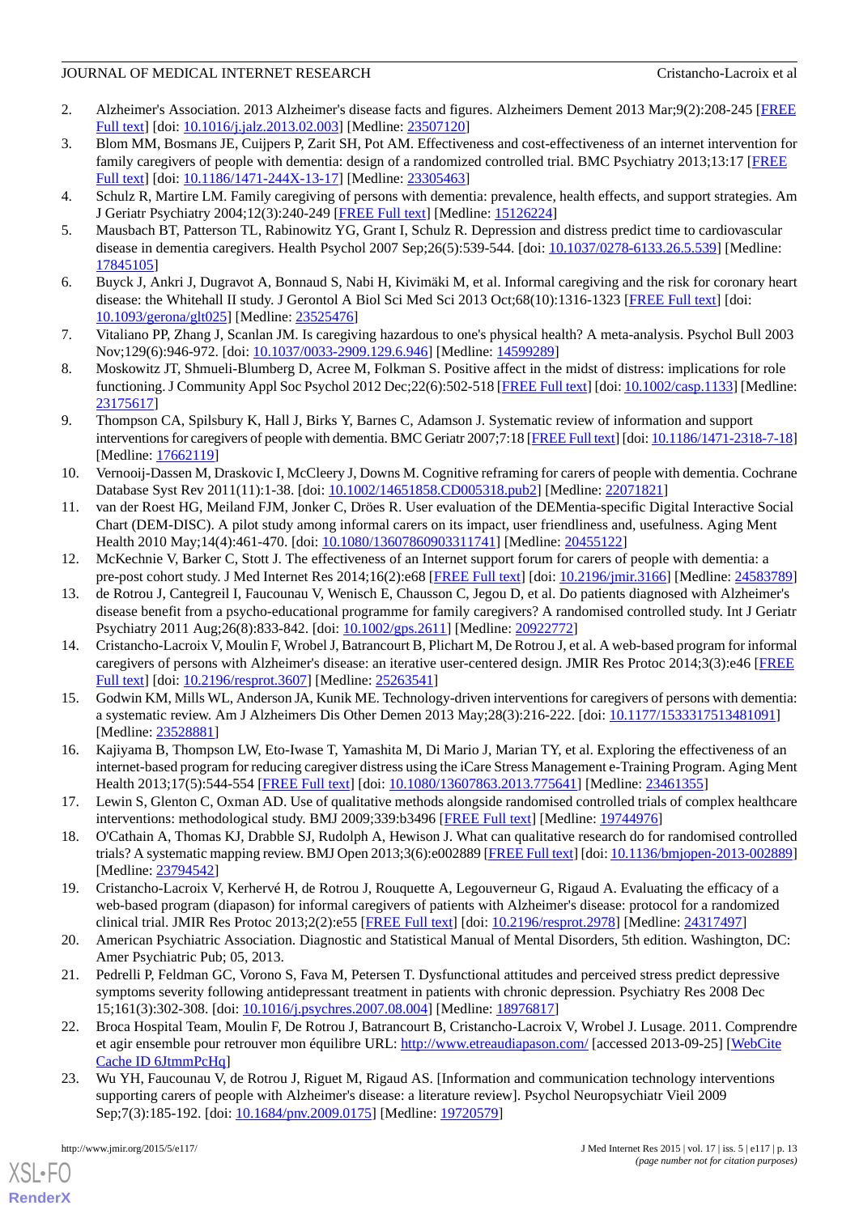2. Alzheimer's Association. 2013 Alzheimer's disease facts and figures. Alzheimers Dement 2013 Mar;9(2):208-245 [FREE Full text] [doi: 10.1016/j.jalz.2013.02.003] [Medline: 23507120]
3. Blom MM, Bosmans JE, Cuijpers P, Zarit SH, Pot AM. Effectiveness and cost-effectiveness of an internet intervention for family caregivers of people with dementia: design of a randomized controlled trial. BMC Psychiatry 2013;13:17 [FREE Full text] [doi: 10.1186/1471-244X-13-17] [Medline: 23305463]
4. Schulz R, Martire LM. Family caregiving of persons with dementia: prevalence, health effects, and support strategies. Am J Geriatr Psychiatry 2004;12(3):240-249 [FREE Full text] [Medline: 15126224]
5. Mausbach BT, Patterson TL, Rabinowitz YG, Grant I, Schulz R. Depression and distress predict time to cardiovascular disease in dementia caregivers. Health Psychol 2007 Sep;26(5):539-544. [doi: 10.1037/0278-6133.26.5.539] [Medline: 17845105]
6. Buyck J, Ankri J, Dugravot A, Bonnaud S, Nabi H, Kivimäki M, et al. Informal caregiving and the risk for coronary heart disease: the Whitehall II study. J Gerontol A Biol Sci Med Sci 2013 Oct;68(10):1316-1323 [FREE Full text] [doi: 10.1093/gerona/glt025] [Medline: 23525476]
7. Vitaliano PP, Zhang J, Scanlan JM. Is caregiving hazardous to one's physical health? A meta-analysis. Psychol Bull 2003 Nov;129(6):946-972. [doi: 10.1037/0033-2909.129.6.946] [Medline: 14599289]
8. Moskowitz JT, Shmueli-Blumberg D, Acree M, Folkman S. Positive affect in the midst of distress: implications for role functioning. J Community Appl Soc Psychol 2012 Dec;22(6):502-518 [FREE Full text] [doi: 10.1002/casp.1133] [Medline: 23175617]
9. Thompson CA, Spilsbury K, Hall J, Birks Y, Barnes C, Adamson J. Systematic review of information and support interventions for caregivers of people with dementia. BMC Geriatr 2007;7:18 [FREE Full text] [doi: 10.1186/1471-2318-7-18] [Medline: 17662119]
10. Vernooij-Dassen M, Draskovic I, McCleery J, Downs M. Cognitive reframing for carers of people with dementia. Cochrane Database Syst Rev 2011(11):1-38. [doi: 10.1002/14651858.CD005318.pub2] [Medline: 22071821]
11. van der Roest HG, Meiland FJM, Jonker C, Dröes R. User evaluation of the DEMentia-specific Digital Interactive Social Chart (DEM-DISC). A pilot study among informal carers on its impact, user friendliness and, usefulness. Aging Ment Health 2010 May;14(4):461-470. [doi: 10.1080/13607860903311741] [Medline: 20455122]
12. McKechnie V, Barker C, Stott J. The effectiveness of an Internet support forum for carers of people with dementia: a pre-post cohort study. J Med Internet Res 2014;16(2):e68 [FREE Full text] [doi: 10.2196/jmir.3166] [Medline: 24583789]
13. de Rotrou J, Cantegreil I, Faucounau V, Wenisch E, Chausson C, Jegou D, et al. Do patients diagnosed with Alzheimer's disease benefit from a psycho-educational programme for family caregivers? A randomised controlled study. Int J Geriatr Psychiatry 2011 Aug;26(8):833-842. [doi: 10.1002/gps.2611] [Medline: 20922772]
14. Cristancho-Lacroix V, Moulin F, Wrobel J, Batrancourt B, Plichart M, De Rotrou J, et al. A web-based program for informal caregivers of persons with Alzheimer's disease: an iterative user-centered design. JMIR Res Protoc 2014;3(3):e46 [FREE Full text] [doi: 10.2196/resprot.3607] [Medline: 25263541]
15. Godwin KM, Mills WL, Anderson JA, Kunik ME. Technology-driven interventions for caregivers of persons with dementia: a systematic review. Am J Alzheimers Dis Other Demen 2013 May;28(3):216-222. [doi: 10.1177/1533317513481091] [Medline: 23528881]
16. Kajiyama B, Thompson LW, Eto-Iwase T, Yamashita M, Di Mario J, Marian TY, et al. Exploring the effectiveness of an internet-based program for reducing caregiver distress using the iCare Stress Management e-Training Program. Aging Ment Health 2013;17(5):544-554 [FREE Full text] [doi: 10.1080/13607863.2013.775641] [Medline: 23461355]
17. Lewin S, Glenton C, Oxman AD. Use of qualitative methods alongside randomised controlled trials of complex healthcare interventions: methodological study. BMJ 2009;339:b3496 [FREE Full text] [Medline: 19744976]
18. O'Cathain A, Thomas KJ, Drabble SJ, Rudolph A, Hewison J. What can qualitative research do for randomised controlled trials? A systematic mapping review. BMJ Open 2013;3(6):e002889 [FREE Full text] [doi: 10.1136/bmjopen-2013-002889] [Medline: 23794542]
19. Cristancho-Lacroix V, Kerhervé H, de Rotrou J, Rouquette A, Legouverneur G, Rigaud A. Evaluating the efficacy of a web-based program (diapason) for informal caregivers of patients with Alzheimer's disease: protocol for a randomized clinical trial. JMIR Res Protoc 2013;2(2):e55 [FREE Full text] [doi: 10.2196/resprot.2978] [Medline: 24317497]
20. American Psychiatric Association. Diagnostic and Statistical Manual of Mental Disorders, 5th edition. Washington, DC: Amer Psychiatric Pub; 05, 2013.
21. Pedrelli P, Feldman GC, Vorono S, Fava M, Petersen T. Dysfunctional attitudes and perceived stress predict depressive symptoms severity following antidepressant treatment in patients with chronic depression. Psychiatry Res 2008 Dec 15;161(3):302-308. [doi: 10.1016/j.psychres.2007.08.004] [Medline: 18976817]
22. Broca Hospital Team, Moulin F, De Rotrou J, Batrancourt B, Cristancho-Lacroix V, Wrobel J. Lusage. 2011. Comprendre et agir ensemble pour retrouver mon équilibre URL: http://www.etreaudiapason.com/ [accessed 2013-09-25] [WebCite Cache ID 6JtmmPcHq]
23. Wu YH, Faucounau V, de Rotrou J, Riguet M, Rigaud AS. [Information and communication technology interventions supporting carers of people with Alzheimer's disease: a literature review]. Psychol Neuropsychiatr Vieil 2009 Sep;7(3):185-192. [doi: 10.1684/pnv.2009.0175] [Medline: 19720579]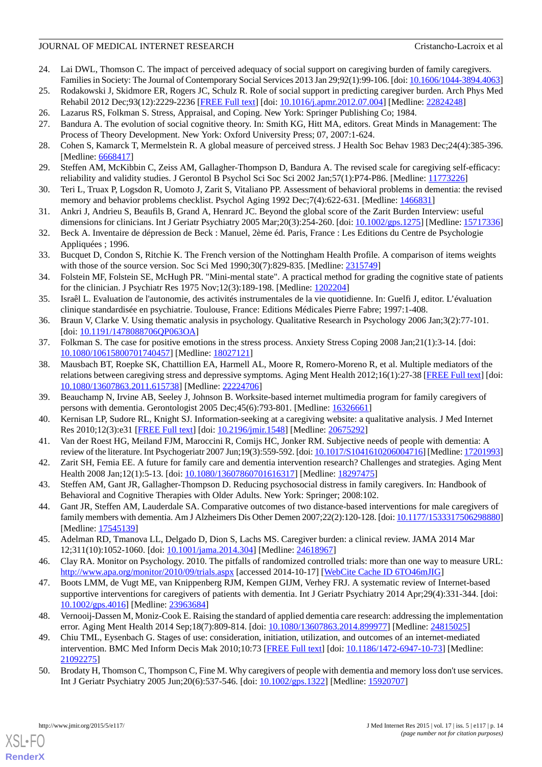24. Lai DWL, Thomson C. The impact of perceived adequacy of social support on caregiving burden of family caregivers. Families in Society: The Journal of Contemporary Social Services 2013 Jan 29;92(1):99-106. [doi: 10.1606/1044-3894.4063]
25. Rodakowski J, Skidmore ER, Rogers JC, Schulz R. Role of social support in predicting caregiver burden. Arch Phys Med Rehabil 2012 Dec;93(12):2229-2236 [FREE Full text] [doi: 10.1016/j.apmr.2012.07.004] [Medline: 22824248]
26. Lazarus RS, Folkman S. Stress, Appraisal, and Coping. New York: Springer Publishing Co; 1984.
27. Bandura A. The evolution of social cognitive theory. In: Smith KG, Hitt MA, editors. Great Minds in Management: The Process of Theory Development. New York: Oxford University Press; 07, 2007:1-624.
28. Cohen S, Kamarck T, Mermelstein R. A global measure of perceived stress. J Health Soc Behav 1983 Dec;24(4):385-396. [Medline: 6668417]
29. Steffen AM, McKibbin C, Zeiss AM, Gallagher-Thompson D, Bandura A. The revised scale for caregiving self-efficacy: reliability and validity studies. J Gerontol B Psychol Sci Soc Sci 2002 Jan;57(1):P74-P86. [Medline: 11773226]
30. Teri L, Truax P, Logsdon R, Uomoto J, Zarit S, Vitaliano PP. Assessment of behavioral problems in dementia: the revised memory and behavior problems checklist. Psychol Aging 1992 Dec;7(4):622-631. [Medline: 1466831]
31. Ankri J, Andrieu S, Beaufils B, Grand A, Henrard JC. Beyond the global score of the Zarit Burden Interview: useful dimensions for clinicians. Int J Geriatr Psychiatry 2005 Mar;20(3):254-260. [doi: 10.1002/gps.1275] [Medline: 15717336]
32. Beck A. Inventaire de dépression de Beck : Manuel, 2ème éd. Paris, France : Les Editions du Centre de Psychologie Appliquées ; 1996.
33. Bucquet D, Condon S, Ritchie K. The French version of the Nottingham Health Profile. A comparison of items weights with those of the source version. Soc Sci Med 1990;30(7):829-835. [Medline: 2315749]
34. Folstein MF, Folstein SE, McHugh PR. "Mini-mental state". A practical method for grading the cognitive state of patients for the clinician. J Psychiatr Res 1975 Nov;12(3):189-198. [Medline: 1202204]
35. Israêl L. Evaluation de l'autonomie, des activités instrumentales de la vie quotidienne. In: Guelfi J, editor. L'évaluation clinique standardisée en psychiatrie. Toulouse, France: Editions Médicales Pierre Fabre; 1997:1-408.
36. Braun V, Clarke V. Using thematic analysis in psychology. Qualitative Research in Psychology 2006 Jan;3(2):77-101. [doi: 10.1191/1478088706QP063OA]
37. Folkman S. The case for positive emotions in the stress process. Anxiety Stress Coping 2008 Jan;21(1):3-14. [doi: 10.1080/10615800701740457] [Medline: 18027121]
38. Mausbach BT, Roepke SK, Chattillion EA, Harmell AL, Moore R, Romero-Moreno R, et al. Multiple mediators of the relations between caregiving stress and depressive symptoms. Aging Ment Health 2012;16(1):27-38 [FREE Full text] [doi: 10.1080/13607863.2011.615738] [Medline: 22224706]
39. Beauchamp N, Irvine AB, Seeley J, Johnson B. Worksite-based internet multimedia program for family caregivers of persons with dementia. Gerontologist 2005 Dec;45(6):793-801. [Medline: 16326661]
40. Kernisan LP, Sudore RL, Knight SJ. Information-seeking at a caregiving website: a qualitative analysis. J Med Internet Res 2010;12(3):e31 [FREE Full text] [doi: 10.2196/jmir.1548] [Medline: 20675292]
41. Van der Roest HG, Meiland FJM, Maroccini R, Comijs HC, Jonker RM. Subjective needs of people with dementia: A review of the literature. Int Psychogeriatr 2007 Jun;19(3):559-592. [doi: 10.1017/S1041610206004716] [Medline: 17201993]
42. Zarit SH, Femia EE. A future for family care and dementia intervention research? Challenges and strategies. Aging Ment Health 2008 Jan;12(1):5-13. [doi: 10.1080/13607860701616317] [Medline: 18297475]
43. Steffen AM, Gant JR, Gallagher-Thompson D. Reducing psychosocial distress in family caregivers. In: Handbook of Behavioral and Cognitive Therapies with Older Adults. New York: Springer; 2008:102.
44. Gant JR, Steffen AM, Lauderdale SA. Comparative outcomes of two distance-based interventions for male caregivers of family members with dementia. Am J Alzheimers Dis Other Demen 2007;22(2):120-128. [doi: 10.1177/1533317506298880] [Medline: 17545139]
45. Adelman RD, Tmanova LL, Delgado D, Dion S, Lachs MS. Caregiver burden: a clinical review. JAMA 2014 Mar 12;311(10):1052-1060. [doi: 10.1001/jama.2014.304] [Medline: 24618967]
46. Clay RA. Monitor on Psychology. 2010. The pitfalls of randomized controlled trials: more than one way to measure URL: http://www.apa.org/monitor/2010/09/trials.aspx [accessed 2014-10-17] [WebCite Cache ID 6TO46mJIG]
47. Boots LMM, de Vugt ME, van Knippenberg RJM, Kempen GIJM, Verhey FRJ. A systematic review of Internet-based supportive interventions for caregivers of patients with dementia. Int J Geriatr Psychiatry 2014 Apr;29(4):331-344. [doi: 10.1002/gps.4016] [Medline: 23963684]
48. Vernooij-Dassen M, Moniz-Cook E. Raising the standard of applied dementia care research: addressing the implementation error. Aging Ment Health 2014 Sep;18(7):809-814. [doi: 10.1080/13607863.2014.899977] [Medline: 24815025]
49. Chiu TML, Eysenbach G. Stages of use: consideration, initiation, utilization, and outcomes of an internet-mediated intervention. BMC Med Inform Decis Mak 2010;10:73 [FREE Full text] [doi: 10.1186/1472-6947-10-73] [Medline: 21092275]
50. Brodaty H, Thomson C, Thompson C, Fine M. Why caregivers of people with dementia and memory loss don't use services. Int J Geriatr Psychiatry 2005 Jun;20(6):537-546. [doi: 10.1002/gps.1322] [Medline: 15920707]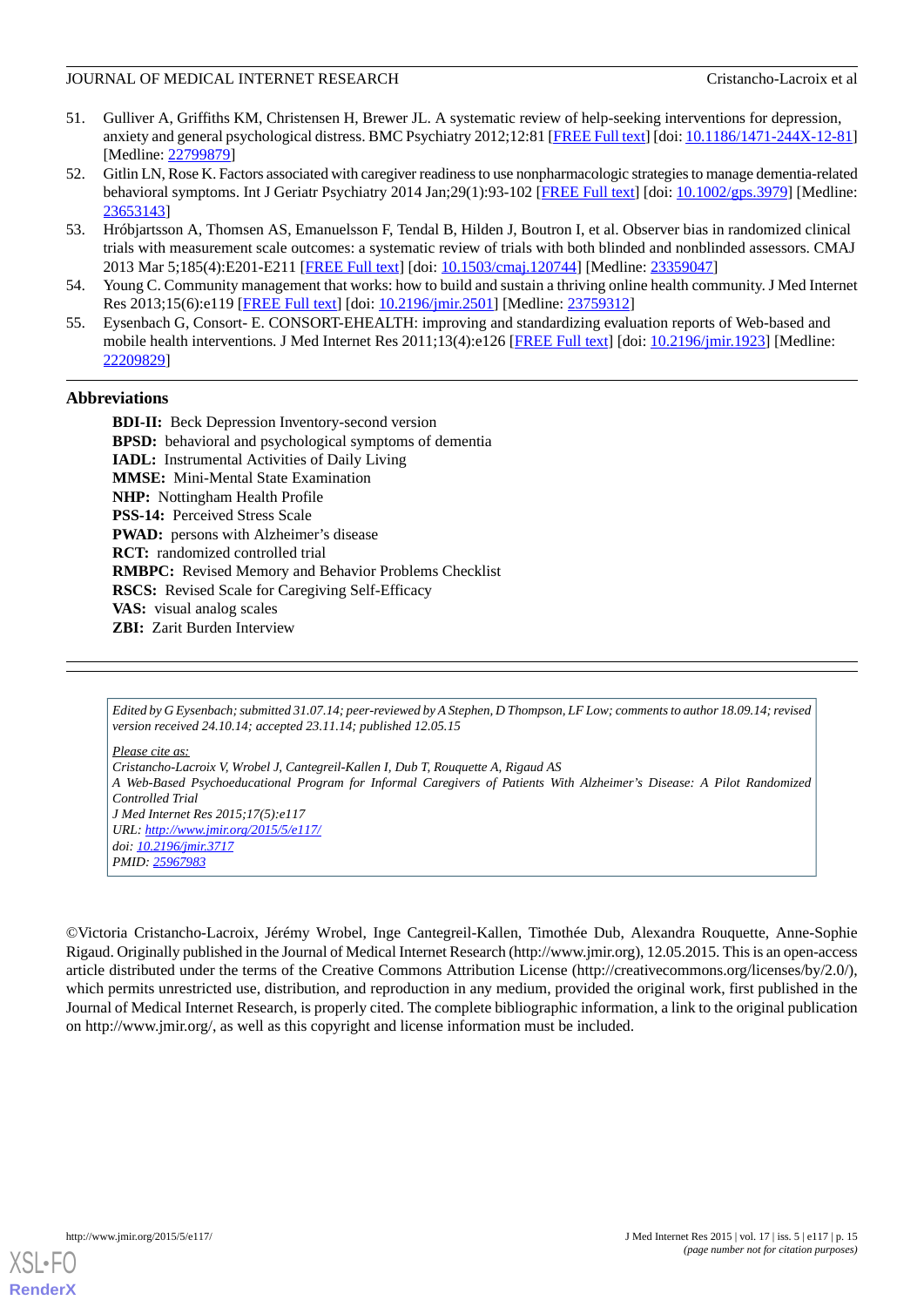51. Gulliver A, Griffiths KM, Christensen H, Brewer JL. A systematic review of help-seeking interventions for depression, anxiety and general psychological distress. BMC Psychiatry 2012;12:81 [FREE Full text] [doi: 10.1186/1471-244X-12-81] [Medline: 22799879]
52. Gitlin LN, Rose K. Factors associated with caregiver readiness to use nonpharmacologic strategies to manage dementia-related behavioral symptoms. Int J Geriatr Psychiatry 2014 Jan;29(1):93-102 [FREE Full text] [doi: 10.1002/gps.3979] [Medline: 23653143]
53. Hróbjartsson A, Thomsen AS, Emanuelsson F, Tendal B, Hilden J, Boutron I, et al. Observer bias in randomized clinical trials with measurement scale outcomes: a systematic review of trials with both blinded and nonblinded assessors. CMAJ 2013 Mar 5;185(4):E201-E211 [FREE Full text] [doi: 10.1503/cmaj.120744] [Medline: 23359047]
54. Young C. Community management that works: how to build and sustain a thriving online health community. J Med Internet Res 2013;15(6):e119 [FREE Full text] [doi: 10.2196/jmir.2501] [Medline: 23759312]
55. Eysenbach G, Consort- E. CONSORT-EHEALTH: improving and standardizing evaluation reports of Web-based and mobile health interventions. J Med Internet Res 2011;13(4):e126 [FREE Full text] [doi: 10.2196/jmir.1923] [Medline: 22209829]

## Abbreviations

**BDI-II:** Beck Depression Inventory-second version
**BPSD:** behavioral and psychological symptoms of dementia
**IADL:** Instrumental Activities of Daily Living
**MMSE:** Mini-Mental State Examination
**NHP:** Nottingham Health Profile
**PSS-14:** Perceived Stress Scale
**PWAD:** persons with Alzheimer's disease
**RCT:** randomized controlled trial
**RMBPC:** Revised Memory and Behavior Problems Checklist
**RSCS:** Revised Scale for Caregiving Self-Efficacy
**VAS:** visual analog scales
**ZBI:** Zarit Burden Interview

*Edited by G Eysenbach; submitted 31.07.14; peer-reviewed by A Stephen, D Thompson, LF Low; comments to author 18.09.14; revised version received 24.10.14; accepted 23.11.14; published 12.05.15*

*Please cite as:*
*Cristancho-Lacroix V, Wrobel J, Cantegreil-Kallen I, Dub T, Rouquette A, Rigaud AS*
*A Web-Based Psychoeducational Program for Informal Caregivers of Patients With Alzheimer's Disease: A Pilot Randomized Controlled Trial*
*J Med Internet Res 2015;17(5):e117*
*URL: http://www.jmir.org/2015/5/e117/*
*doi: 10.2196/jmir.3717*
*PMID: 25967983*

©Victoria Cristancho-Lacroix, Jérémy Wrobel, Inge Cantegreil-Kallen, Timothée Dub, Alexandra Rouquette, Anne-Sophie Rigaud. Originally published in the Journal of Medical Internet Research (http://www.jmir.org), 12.05.2015. This is an open-access article distributed under the terms of the Creative Commons Attribution License (http://creativecommons.org/licenses/by/2.0/), which permits unrestricted use, distribution, and reproduction in any medium, provided the original work, first published in the Journal of Medical Internet Research, is properly cited. The complete bibliographic information, a link to the original publication on http://www.jmir.org/, as well as this copyright and license information must be included.